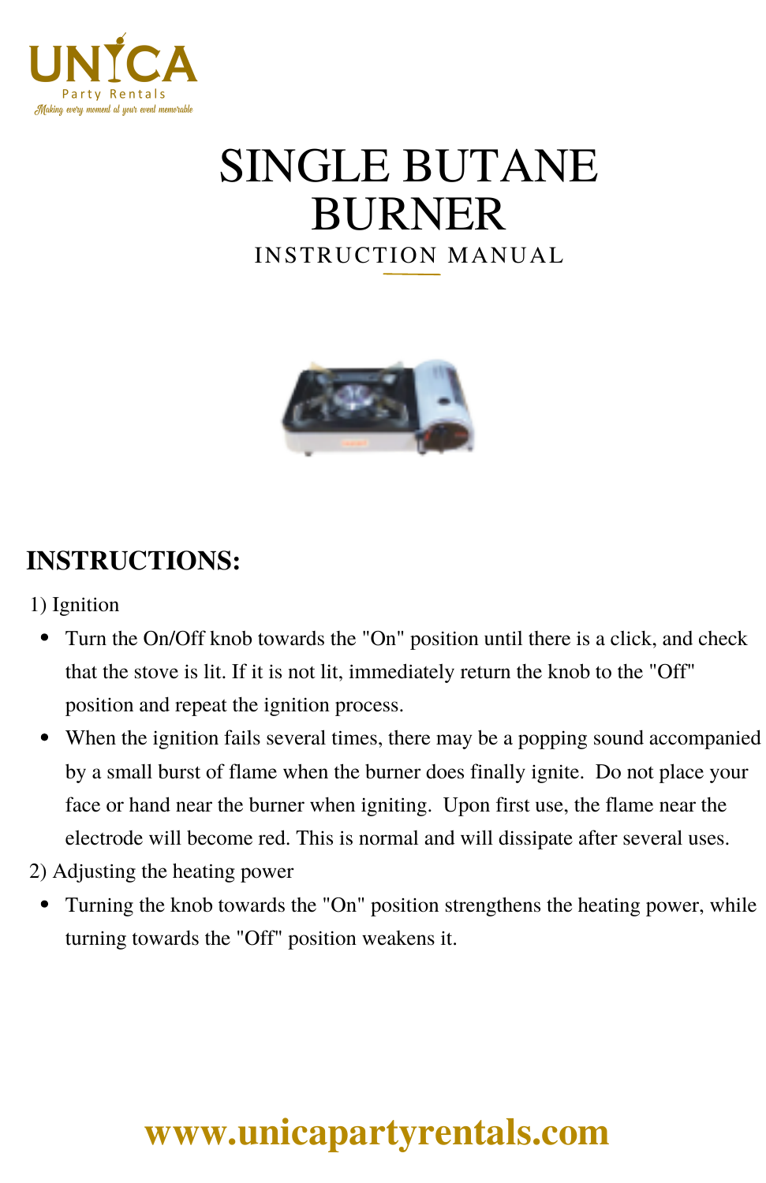UNICA
Party Rentals
Making every moment at your event memorable

# SINGLE BUTANE BURNER

INSTRUCTION MANUAL

## INSTRUCTIONS:

1) Ignition

- Turn the On/Off knob towards the "On" position until there is a click, and check that the stove is lit. If it is not lit, immediately return the knob to the "Off" position and repeat the ignition process.
- When the ignition fails several times, there may be a popping sound accompanied by a small burst of flame when the burner does finally ignite. Do not place your face or hand near the burner when igniting. Upon first use, the flame near the electrode will become red. This is normal and will dissipate after several uses.

2) Adjusting the heating power

- Turning the knob towards the "On" position strengthens the heating power, while turning towards the "Off" position weakens it.

**www.unicapartyrentals.com**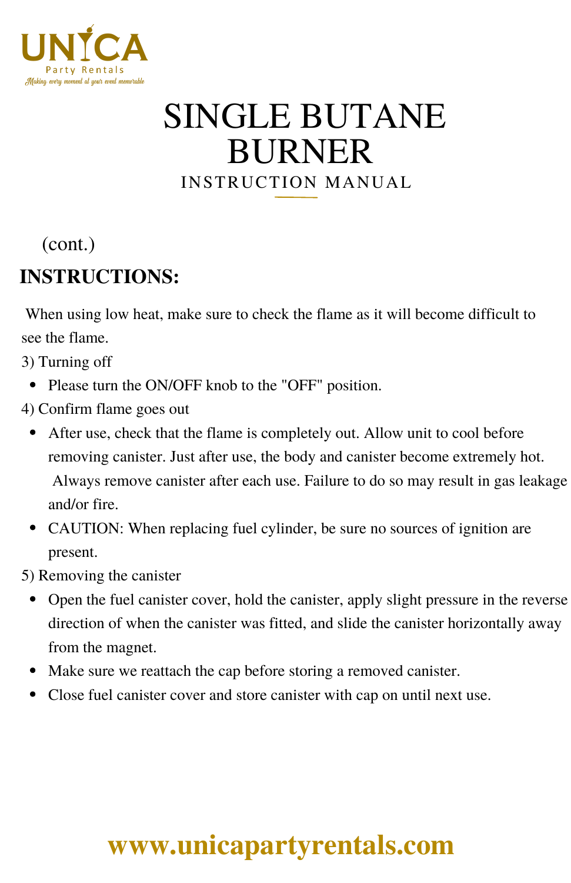# SINGLE BUTANE BURNER

INSTRUCTION MANUAL

(cont.)

## INSTRUCTIONS:

When using low heat, make sure to check the flame as it will become difficult to see the flame.

3) Turning off

- Please turn the ON/OFF knob to the "OFF" position.

4) Confirm flame goes out

- After use, check that the flame is completely out. Allow unit to cool before removing canister. Just after use, the body and canister become extremely hot. Always remove canister after each use. Failure to do so may result in gas leakage and/or fire.
- CAUTION: When replacing fuel cylinder, be sure no sources of ignition are present.

5) Removing the canister

- Open the fuel canister cover, hold the canister, apply slight pressure in the reverse direction of when the canister was fitted, and slide the canister horizontally away from the magnet.
- Make sure we reattach the cap before storing a removed canister.
- Close fuel canister cover and store canister with cap on until next use.

**www.unicapartyrentals.com**